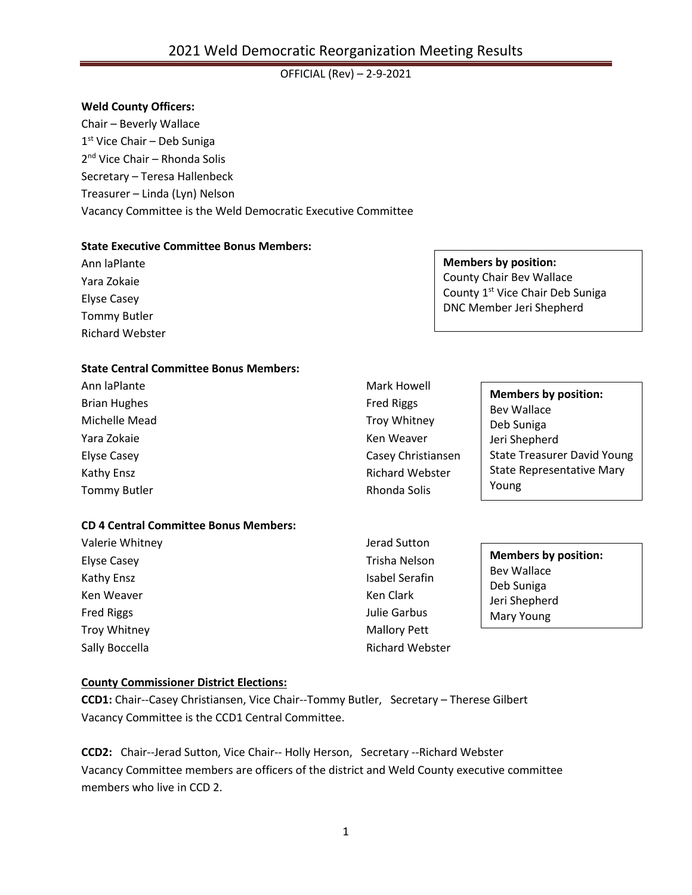# 2021 Weld Democratic Reorganization Meeting Results

OFFICIAL (Rev) – 2-9-2021

**Weld County Officers:**

Chair – Beverly Wallace
1st Vice Chair – Deb Suniga
2nd Vice Chair – Rhonda Solis
Secretary – Teresa Hallenbeck
Treasurer – Linda (Lyn) Nelson
Vacancy Committee is the Weld Democratic Executive Committee

**State Executive Committee Bonus Members:**

Ann laPlante
Yara Zokaie
Elyse Casey
Tommy Butler
Richard Webster

**Members by position:**
County Chair Bev Wallace
County 1st Vice Chair Deb Suniga
DNC Member Jeri Shepherd

**State Central Committee Bonus Members:**

Ann laPlante
Brian Hughes
Michelle Mead
Yara Zokaie
Elyse Casey
Kathy Ensz
Tommy Butler
Mark Howell
Fred Riggs
Troy Whitney
Ken Weaver
Casey Christiansen
Richard Webster
Rhonda Solis

**Members by position:**
Bev Wallace
Deb Suniga
Jeri Shepherd
State Treasurer David Young
State Representative Mary Young

**CD 4 Central Committee Bonus Members:**

Valerie Whitney
Elyse Casey
Kathy Ensz
Ken Weaver
Fred Riggs
Troy Whitney
Sally Boccella
Jerad Sutton
Trisha Nelson
Isabel Serafin
Ken Clark
Julie Garbus
Mallory Pett
Richard Webster

**Members by position:**
Bev Wallace
Deb Suniga
Jeri Shepherd
Mary Young

**County Commissioner District Elections:**

**CCD1:** Chair--Casey Christiansen, Vice Chair--Tommy Butler, Secretary – Therese Gilbert
Vacancy Committee is the CCD1 Central Committee.

**CCD2:** Chair--Jerad Sutton, Vice Chair-- Holly Herson, Secretary --Richard Webster
Vacancy Committee members are officers of the district and Weld County executive committee members who live in CCD 2.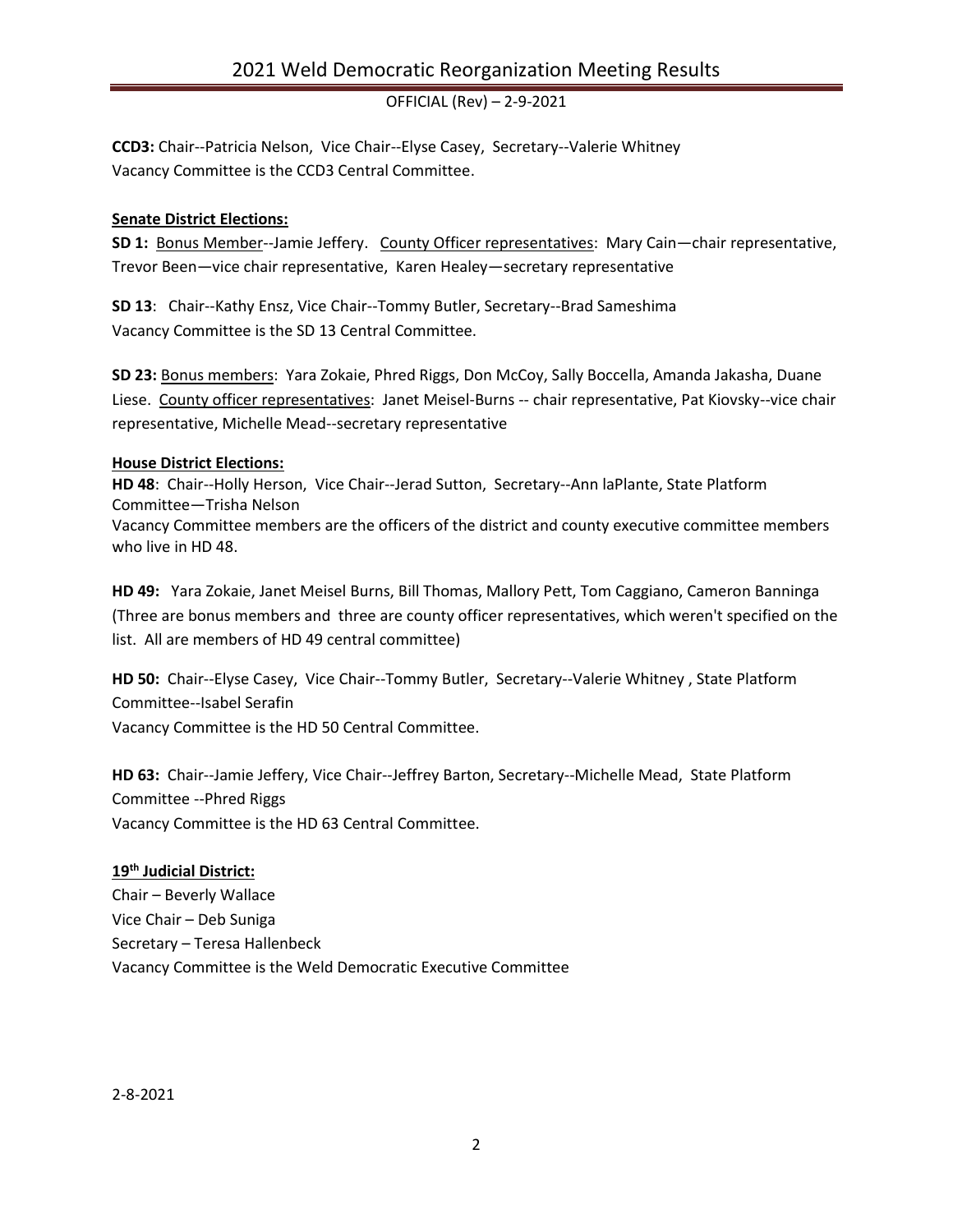**CCD3:** Chair--Patricia Nelson, Vice Chair--Elyse Casey, Secretary--Valerie Whitney
Vacancy Committee is the CCD3 Central Committee.

**Senate District Elections:**

**SD 1:** Bonus Member--Jamie Jeffery. County Officer representatives: Mary Cain—chair representative, Trevor Been—vice chair representative, Karen Healey—secretary representative

**SD 13**: Chair--Kathy Ensz, Vice Chair--Tommy Butler, Secretary--Brad Sameshima
Vacancy Committee is the SD 13 Central Committee.

**SD 23:** Bonus members: Yara Zokaie, Phred Riggs, Don McCoy, Sally Boccella, Amanda Jakasha, Duane Liese. County officer representatives: Janet Meisel-Burns -- chair representative, Pat Kiovsky--vice chair representative, Michelle Mead--secretary representative

**House District Elections:**

**HD 48**: Chair--Holly Herson, Vice Chair--Jerad Sutton, Secretary--Ann laPlante, State Platform Committee—Trisha Nelson
Vacancy Committee members are the officers of the district and county executive committee members who live in HD 48.

**HD 49:** Yara Zokaie, Janet Meisel Burns, Bill Thomas, Mallory Pett, Tom Caggiano, Cameron Banninga (Three are bonus members and three are county officer representatives, which weren't specified on the list. All are members of HD 49 central committee)

**HD 50:** Chair--Elyse Casey, Vice Chair--Tommy Butler, Secretary--Valerie Whitney , State Platform Committee--Isabel Serafin
Vacancy Committee is the HD 50 Central Committee.

**HD 63:** Chair--Jamie Jeffery, Vice Chair--Jeffrey Barton, Secretary--Michelle Mead, State Platform Committee --Phred Riggs
Vacancy Committee is the HD 63 Central Committee.

**19th Judicial District:**

Chair – Beverly Wallace
Vice Chair – Deb Suniga
Secretary – Teresa Hallenbeck
Vacancy Committee is the Weld Democratic Executive Committee

2-8-2021